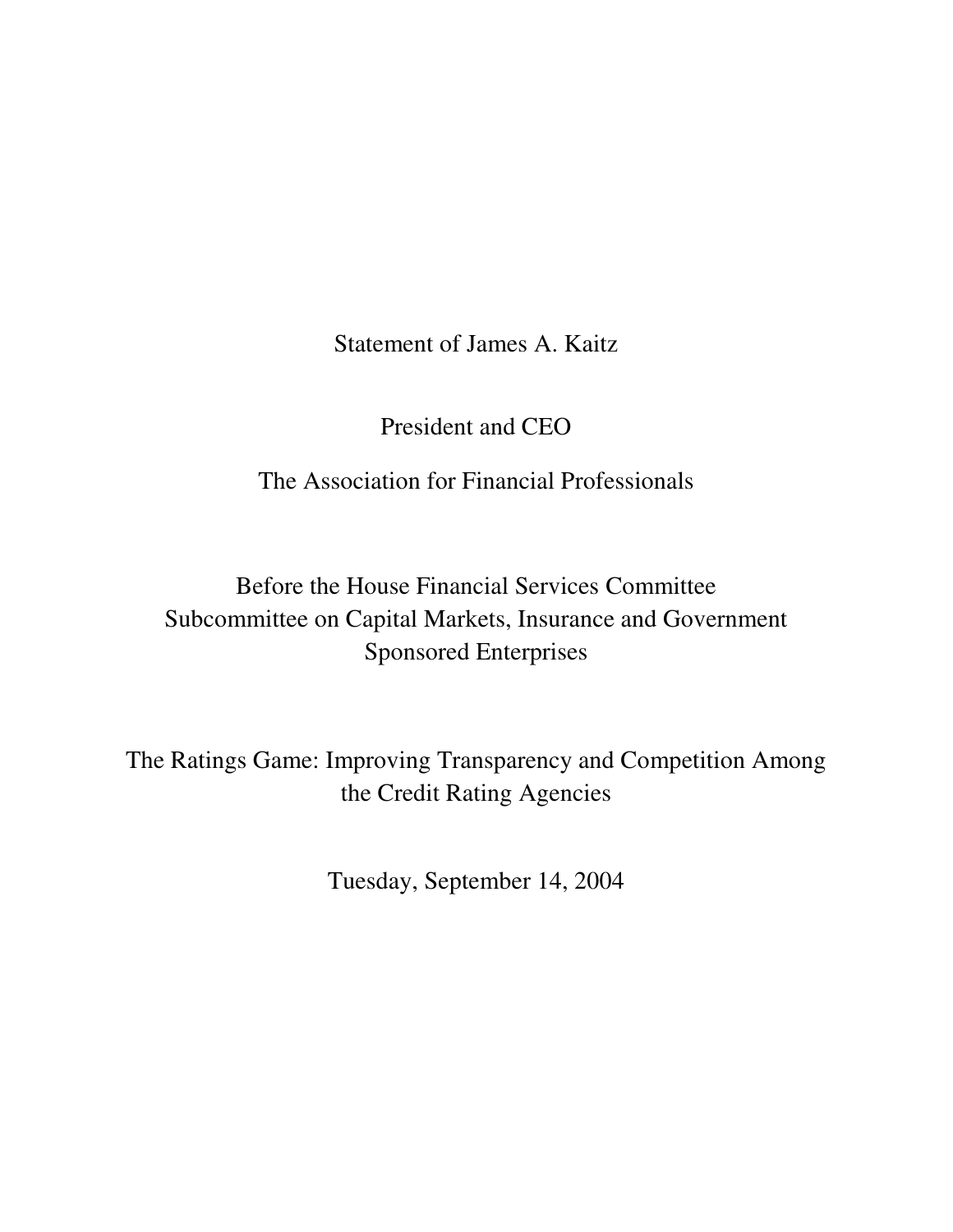Statement of James A. Kaitz

President and CEO

The Association for Financial Professionals

Before the House Financial Services Committee
Subcommittee on Capital Markets, Insurance and Government Sponsored Enterprises

The Ratings Game: Improving Transparency and Competition Among the Credit Rating Agencies

Tuesday, September 14, 2004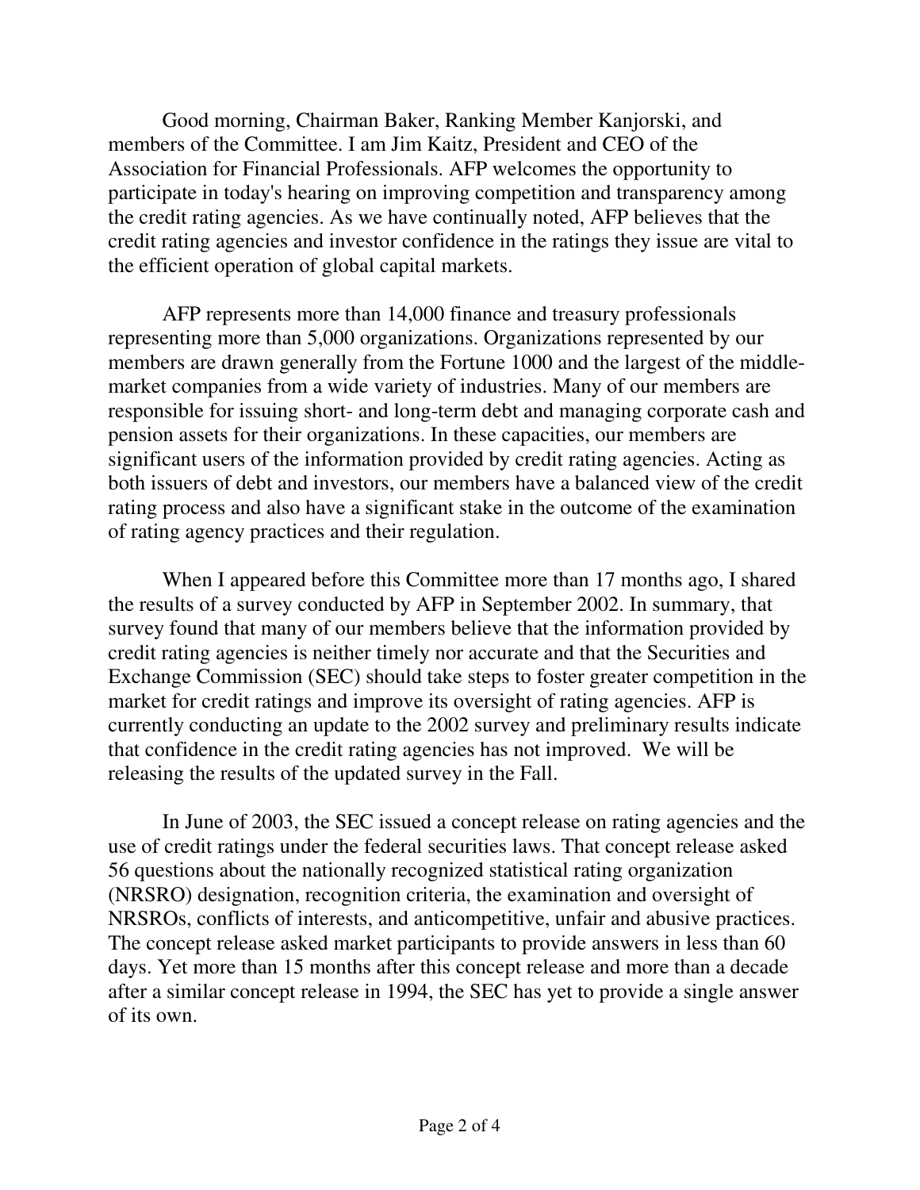Good morning, Chairman Baker, Ranking Member Kanjorski, and members of the Committee. I am Jim Kaitz, President and CEO of the Association for Financial Professionals. AFP welcomes the opportunity to participate in today's hearing on improving competition and transparency among the credit rating agencies. As we have continually noted, AFP believes that the credit rating agencies and investor confidence in the ratings they issue are vital to the efficient operation of global capital markets.

AFP represents more than 14,000 finance and treasury professionals representing more than 5,000 organizations. Organizations represented by our members are drawn generally from the Fortune 1000 and the largest of the middle-market companies from a wide variety of industries. Many of our members are responsible for issuing short- and long-term debt and managing corporate cash and pension assets for their organizations. In these capacities, our members are significant users of the information provided by credit rating agencies. Acting as both issuers of debt and investors, our members have a balanced view of the credit rating process and also have a significant stake in the outcome of the examination of rating agency practices and their regulation.

When I appeared before this Committee more than 17 months ago, I shared the results of a survey conducted by AFP in September 2002. In summary, that survey found that many of our members believe that the information provided by credit rating agencies is neither timely nor accurate and that the Securities and Exchange Commission (SEC) should take steps to foster greater competition in the market for credit ratings and improve its oversight of rating agencies. AFP is currently conducting an update to the 2002 survey and preliminary results indicate that confidence in the credit rating agencies has not improved. We will be releasing the results of the updated survey in the Fall.

In June of 2003, the SEC issued a concept release on rating agencies and the use of credit ratings under the federal securities laws. That concept release asked 56 questions about the nationally recognized statistical rating organization (NRSRO) designation, recognition criteria, the examination and oversight of NRSROs, conflicts of interests, and anticompetitive, unfair and abusive practices. The concept release asked market participants to provide answers in less than 60 days. Yet more than 15 months after this concept release and more than a decade after a similar concept release in 1994, the SEC has yet to provide a single answer of its own.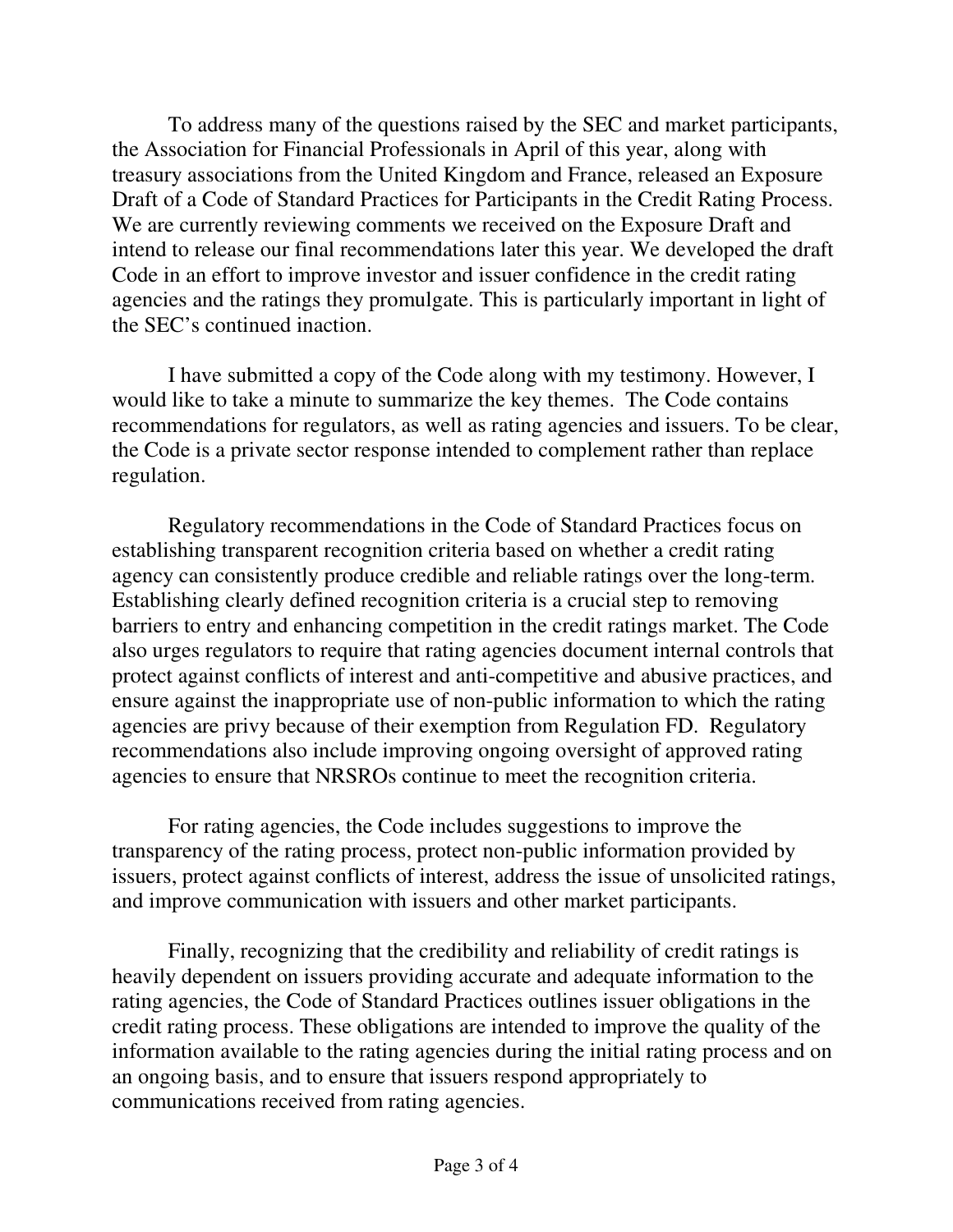To address many of the questions raised by the SEC and market participants, the Association for Financial Professionals in April of this year, along with treasury associations from the United Kingdom and France, released an Exposure Draft of a Code of Standard Practices for Participants in the Credit Rating Process. We are currently reviewing comments we received on the Exposure Draft and intend to release our final recommendations later this year. We developed the draft Code in an effort to improve investor and issuer confidence in the credit rating agencies and the ratings they promulgate. This is particularly important in light of the SEC's continued inaction.

I have submitted a copy of the Code along with my testimony. However, I would like to take a minute to summarize the key themes. The Code contains recommendations for regulators, as well as rating agencies and issuers. To be clear, the Code is a private sector response intended to complement rather than replace regulation.

Regulatory recommendations in the Code of Standard Practices focus on establishing transparent recognition criteria based on whether a credit rating agency can consistently produce credible and reliable ratings over the long-term. Establishing clearly defined recognition criteria is a crucial step to removing barriers to entry and enhancing competition in the credit ratings market. The Code also urges regulators to require that rating agencies document internal controls that protect against conflicts of interest and anti-competitive and abusive practices, and ensure against the inappropriate use of non-public information to which the rating agencies are privy because of their exemption from Regulation FD. Regulatory recommendations also include improving ongoing oversight of approved rating agencies to ensure that NRSROs continue to meet the recognition criteria.

For rating agencies, the Code includes suggestions to improve the transparency of the rating process, protect non-public information provided by issuers, protect against conflicts of interest, address the issue of unsolicited ratings, and improve communication with issuers and other market participants.

Finally, recognizing that the credibility and reliability of credit ratings is heavily dependent on issuers providing accurate and adequate information to the rating agencies, the Code of Standard Practices outlines issuer obligations in the credit rating process. These obligations are intended to improve the quality of the information available to the rating agencies during the initial rating process and on an ongoing basis, and to ensure that issuers respond appropriately to communications received from rating agencies.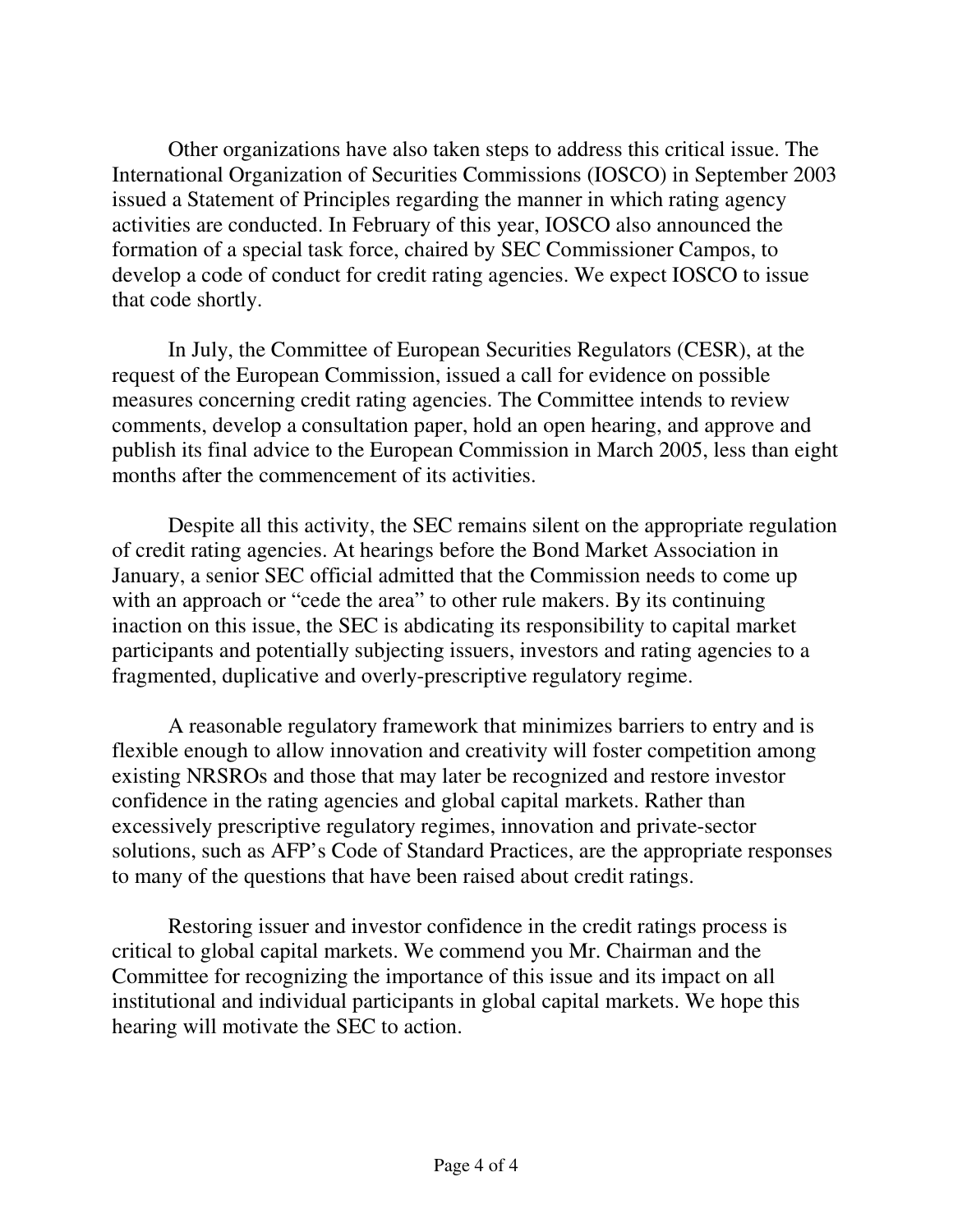Other organizations have also taken steps to address this critical issue. The International Organization of Securities Commissions (IOSCO) in September 2003 issued a Statement of Principles regarding the manner in which rating agency activities are conducted. In February of this year, IOSCO also announced the formation of a special task force, chaired by SEC Commissioner Campos, to develop a code of conduct for credit rating agencies. We expect IOSCO to issue that code shortly.

In July, the Committee of European Securities Regulators (CESR), at the request of the European Commission, issued a call for evidence on possible measures concerning credit rating agencies. The Committee intends to review comments, develop a consultation paper, hold an open hearing, and approve and publish its final advice to the European Commission in March 2005, less than eight months after the commencement of its activities.

Despite all this activity, the SEC remains silent on the appropriate regulation of credit rating agencies. At hearings before the Bond Market Association in January, a senior SEC official admitted that the Commission needs to come up with an approach or "cede the area" to other rule makers. By its continuing inaction on this issue, the SEC is abdicating its responsibility to capital market participants and potentially subjecting issuers, investors and rating agencies to a fragmented, duplicative and overly-prescriptive regulatory regime.

A reasonable regulatory framework that minimizes barriers to entry and is flexible enough to allow innovation and creativity will foster competition among existing NRSROs and those that may later be recognized and restore investor confidence in the rating agencies and global capital markets. Rather than excessively prescriptive regulatory regimes, innovation and private-sector solutions, such as AFP's Code of Standard Practices, are the appropriate responses to many of the questions that have been raised about credit ratings.

Restoring issuer and investor confidence in the credit ratings process is critical to global capital markets. We commend you Mr. Chairman and the Committee for recognizing the importance of this issue and its impact on all institutional and individual participants in global capital markets. We hope this hearing will motivate the SEC to action.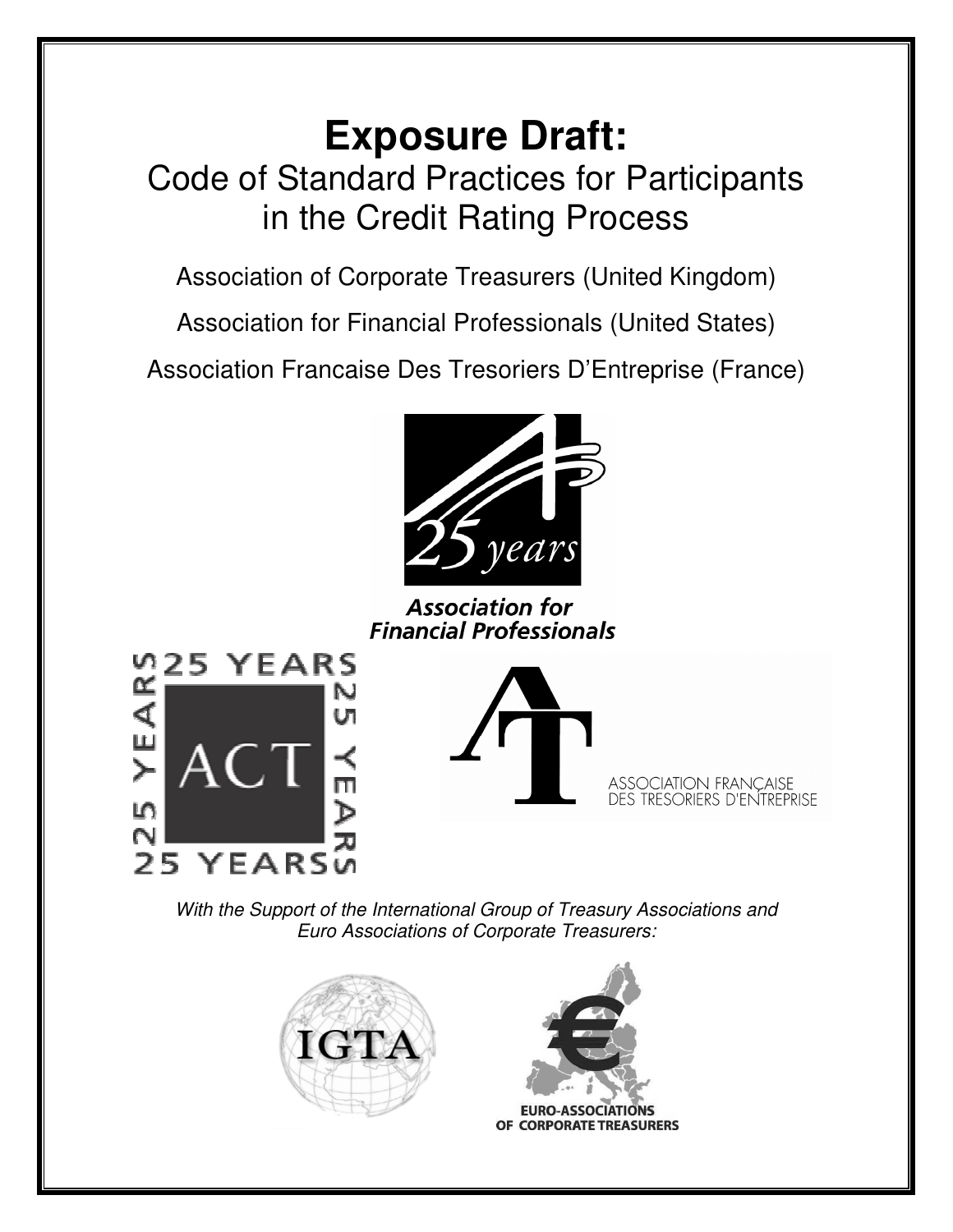# Exposure Draft:

## Code of Standard Practices for Participants in the Credit Rating Process

Association of Corporate Treasurers (United Kingdom)

Association for Financial Professionals (United States)

Association Francaise Des Tresoriers D'Entreprise (France)

*With the Support of the International Group of Treasury Associations and Euro Associations of Corporate Treasurers:*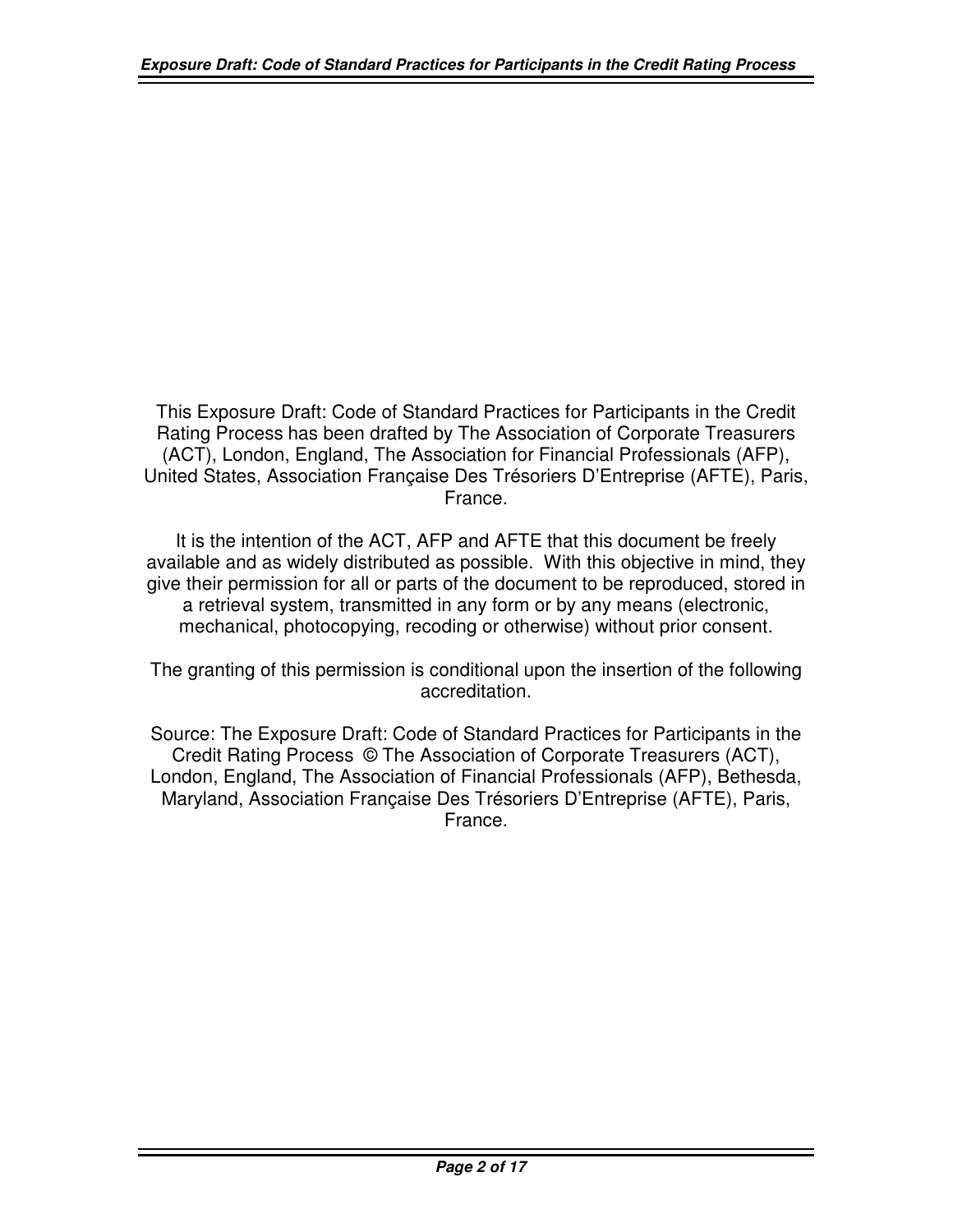This Exposure Draft: Code of Standard Practices for Participants in the Credit Rating Process has been drafted by The Association of Corporate Treasurers (ACT), London, England, The Association for Financial Professionals (AFP), United States, Association Française Des Trésoriers D'Entreprise (AFTE), Paris, France.

It is the intention of the ACT, AFP and AFTE that this document be freely available and as widely distributed as possible. With this objective in mind, they give their permission for all or parts of the document to be reproduced, stored in a retrieval system, transmitted in any form or by any means (electronic, mechanical, photocopying, recoding or otherwise) without prior consent.

The granting of this permission is conditional upon the insertion of the following accreditation.

Source: The Exposure Draft: Code of Standard Practices for Participants in the Credit Rating Process © The Association of Corporate Treasurers (ACT), London, England, The Association of Financial Professionals (AFP), Bethesda, Maryland, Association Française Des Trésoriers D'Entreprise (AFTE), Paris, France.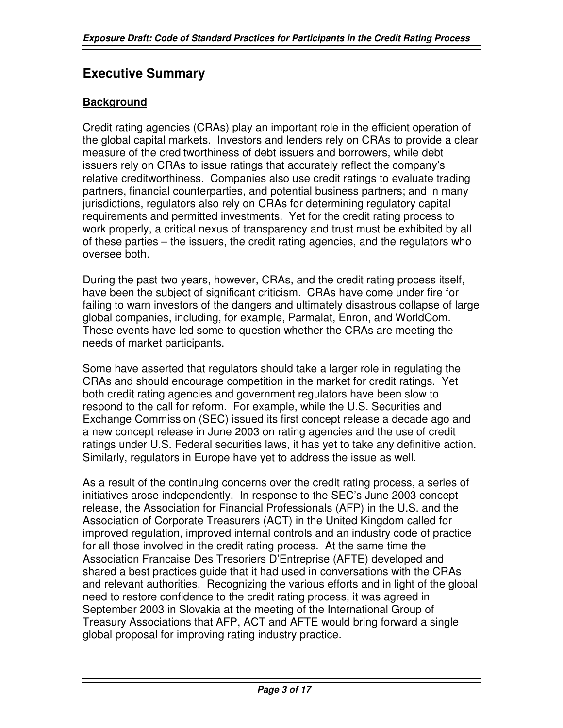# Executive Summary

## Background

Credit rating agencies (CRAs) play an important role in the efficient operation of the global capital markets. Investors and lenders rely on CRAs to provide a clear measure of the creditworthiness of debt issuers and borrowers, while debt issuers rely on CRAs to issue ratings that accurately reflect the company's relative creditworthiness. Companies also use credit ratings to evaluate trading partners, financial counterparties, and potential business partners; and in many jurisdictions, regulators also rely on CRAs for determining regulatory capital requirements and permitted investments. Yet for the credit rating process to work properly, a critical nexus of transparency and trust must be exhibited by all of these parties – the issuers, the credit rating agencies, and the regulators who oversee both.

During the past two years, however, CRAs, and the credit rating process itself, have been the subject of significant criticism. CRAs have come under fire for failing to warn investors of the dangers and ultimately disastrous collapse of large global companies, including, for example, Parmalat, Enron, and WorldCom. These events have led some to question whether the CRAs are meeting the needs of market participants.

Some have asserted that regulators should take a larger role in regulating the CRAs and should encourage competition in the market for credit ratings. Yet both credit rating agencies and government regulators have been slow to respond to the call for reform. For example, while the U.S. Securities and Exchange Commission (SEC) issued its first concept release a decade ago and a new concept release in June 2003 on rating agencies and the use of credit ratings under U.S. Federal securities laws, it has yet to take any definitive action. Similarly, regulators in Europe have yet to address the issue as well.

As a result of the continuing concerns over the credit rating process, a series of initiatives arose independently. In response to the SEC's June 2003 concept release, the Association for Financial Professionals (AFP) in the U.S. and the Association of Corporate Treasurers (ACT) in the United Kingdom called for improved regulation, improved internal controls and an industry code of practice for all those involved in the credit rating process. At the same time the Association Francaise Des Tresoriers D'Entreprise (AFTE) developed and shared a best practices guide that it had used in conversations with the CRAs and relevant authorities. Recognizing the various efforts and in light of the global need to restore confidence to the credit rating process, it was agreed in September 2003 in Slovakia at the meeting of the International Group of Treasury Associations that AFP, ACT and AFTE would bring forward a single global proposal for improving rating industry practice.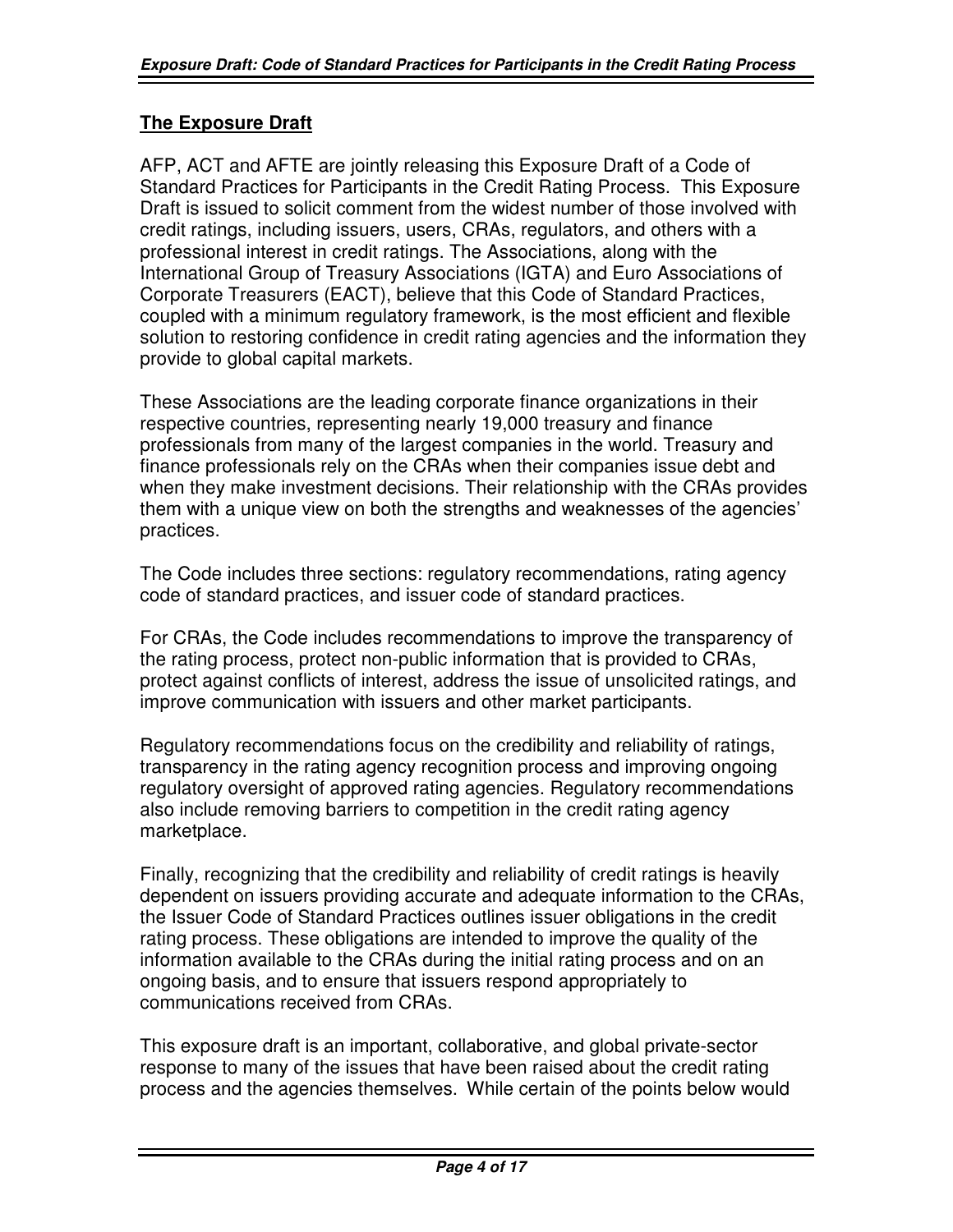## The Exposure Draft

AFP, ACT and AFTE are jointly releasing this Exposure Draft of a Code of Standard Practices for Participants in the Credit Rating Process. This Exposure Draft is issued to solicit comment from the widest number of those involved with credit ratings, including issuers, users, CRAs, regulators, and others with a professional interest in credit ratings. The Associations, along with the International Group of Treasury Associations (IGTA) and Euro Associations of Corporate Treasurers (EACT), believe that this Code of Standard Practices, coupled with a minimum regulatory framework, is the most efficient and flexible solution to restoring confidence in credit rating agencies and the information they provide to global capital markets.

These Associations are the leading corporate finance organizations in their respective countries, representing nearly 19,000 treasury and finance professionals from many of the largest companies in the world. Treasury and finance professionals rely on the CRAs when their companies issue debt and when they make investment decisions. Their relationship with the CRAs provides them with a unique view on both the strengths and weaknesses of the agencies' practices.

The Code includes three sections: regulatory recommendations, rating agency code of standard practices, and issuer code of standard practices.

For CRAs, the Code includes recommendations to improve the transparency of the rating process, protect non-public information that is provided to CRAs, protect against conflicts of interest, address the issue of unsolicited ratings, and improve communication with issuers and other market participants.

Regulatory recommendations focus on the credibility and reliability of ratings, transparency in the rating agency recognition process and improving ongoing regulatory oversight of approved rating agencies. Regulatory recommendations also include removing barriers to competition in the credit rating agency marketplace.

Finally, recognizing that the credibility and reliability of credit ratings is heavily dependent on issuers providing accurate and adequate information to the CRAs, the Issuer Code of Standard Practices outlines issuer obligations in the credit rating process. These obligations are intended to improve the quality of the information available to the CRAs during the initial rating process and on an ongoing basis, and to ensure that issuers respond appropriately to communications received from CRAs.

This exposure draft is an important, collaborative, and global private-sector response to many of the issues that have been raised about the credit rating process and the agencies themselves. While certain of the points below would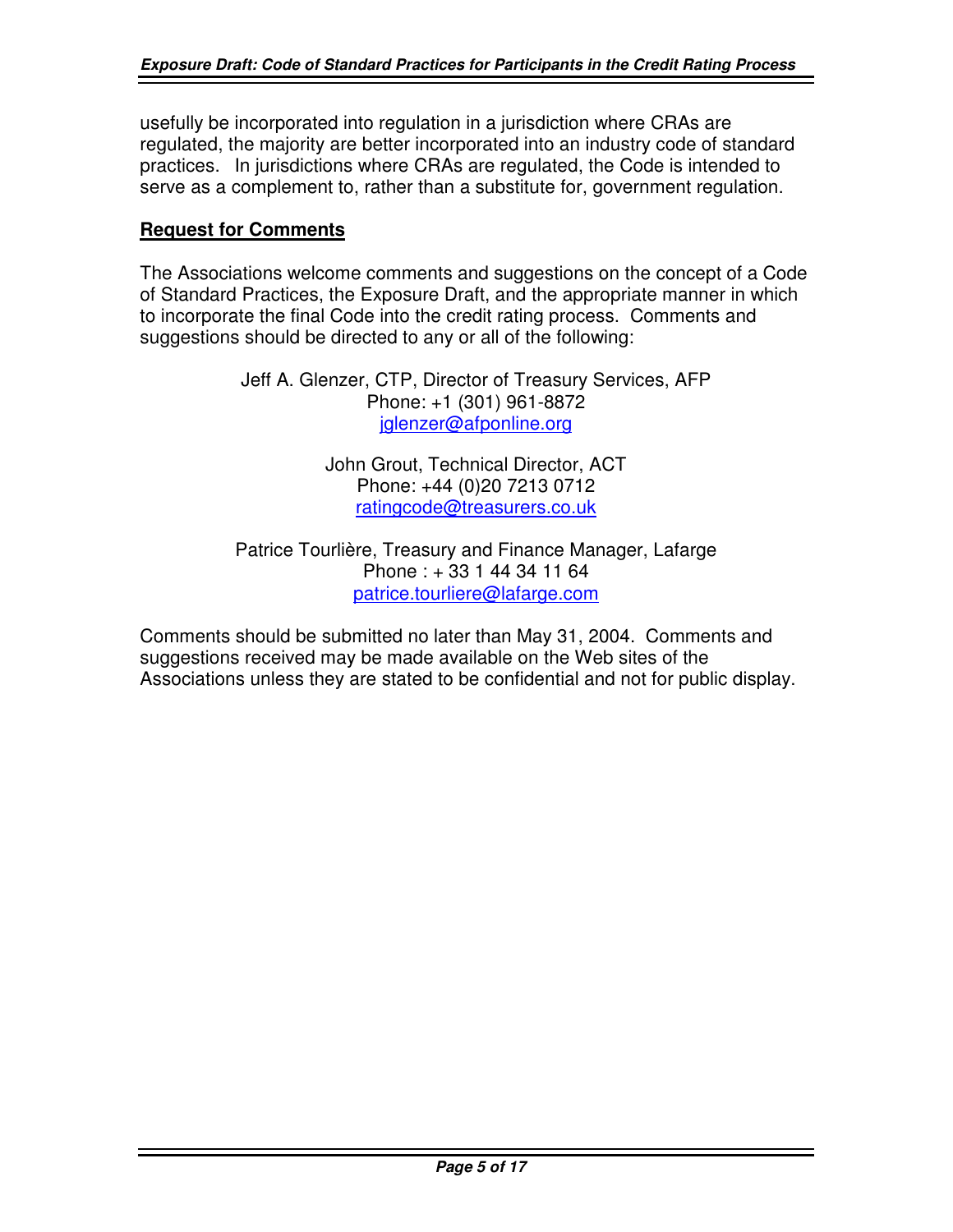usefully be incorporated into regulation in a jurisdiction where CRAs are regulated, the majority are better incorporated into an industry code of standard practices. In jurisdictions where CRAs are regulated, the Code is intended to serve as a complement to, rather than a substitute for, government regulation.

## Request for Comments

The Associations welcome comments and suggestions on the concept of a Code of Standard Practices, the Exposure Draft, and the appropriate manner in which to incorporate the final Code into the credit rating process. Comments and suggestions should be directed to any or all of the following:

Jeff A. Glenzer, CTP, Director of Treasury Services, AFP
Phone: +1 (301) 961-8872
jglenzer@afponline.org

John Grout, Technical Director, ACT
Phone: +44 (0)20 7213 0712
ratingcode@treasurers.co.uk

Patrice Tourlière, Treasury and Finance Manager, Lafarge
Phone : + 33 1 44 34 11 64
patrice.tourliere@lafarge.com

Comments should be submitted no later than May 31, 2004. Comments and suggestions received may be made available on the Web sites of the Associations unless they are stated to be confidential and not for public display.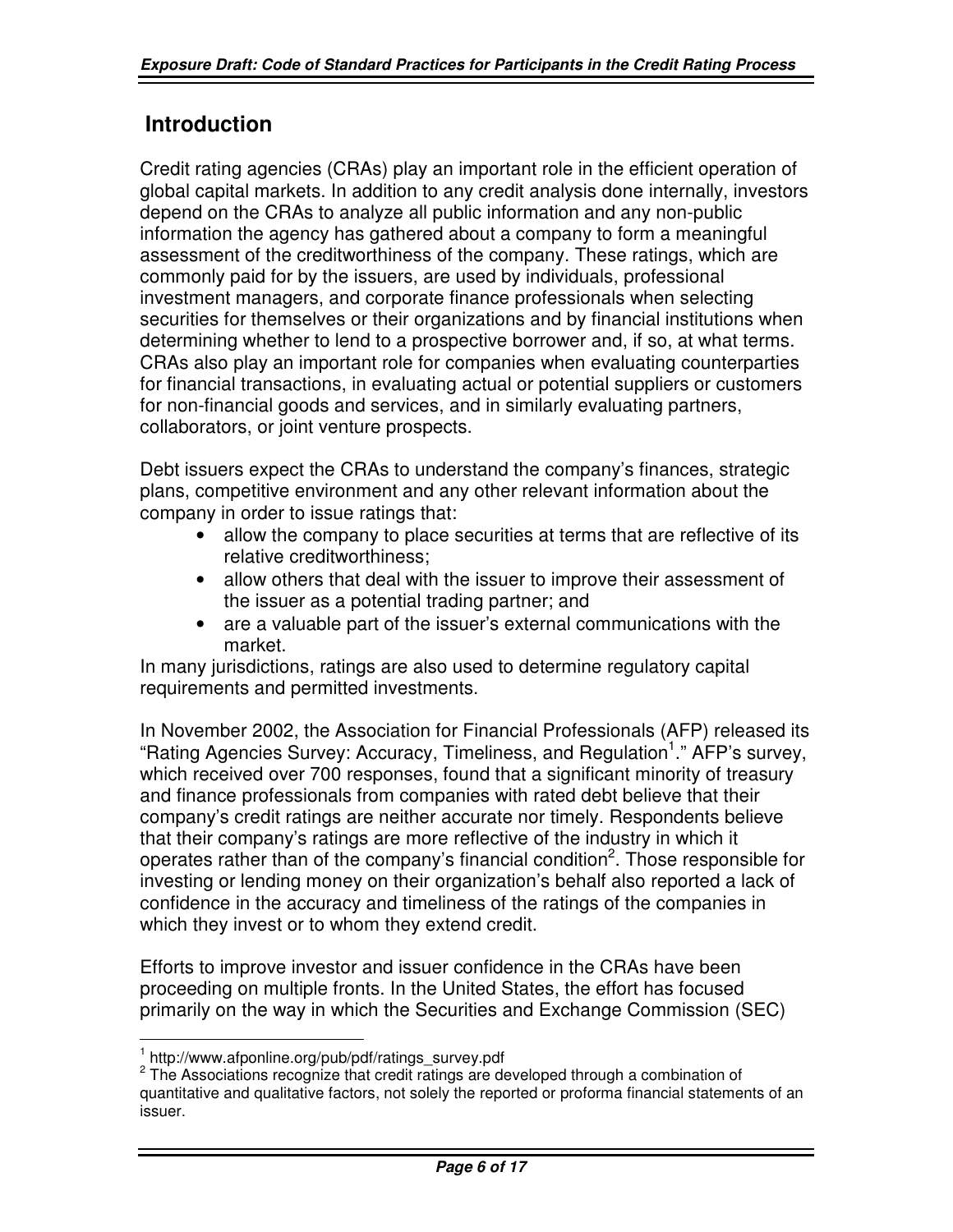## Introduction

Credit rating agencies (CRAs) play an important role in the efficient operation of global capital markets. In addition to any credit analysis done internally, investors depend on the CRAs to analyze all public information and any non-public information the agency has gathered about a company to form a meaningful assessment of the creditworthiness of the company. These ratings, which are commonly paid for by the issuers, are used by individuals, professional investment managers, and corporate finance professionals when selecting securities for themselves or their organizations and by financial institutions when determining whether to lend to a prospective borrower and, if so, at what terms. CRAs also play an important role for companies when evaluating counterparties for financial transactions, in evaluating actual or potential suppliers or customers for non-financial goods and services, and in similarly evaluating partners, collaborators, or joint venture prospects.

Debt issuers expect the CRAs to understand the company's finances, strategic plans, competitive environment and any other relevant information about the company in order to issue ratings that:

- allow the company to place securities at terms that are reflective of its relative creditworthiness;
- allow others that deal with the issuer to improve their assessment of the issuer as a potential trading partner; and
- are a valuable part of the issuer's external communications with the market.

In many jurisdictions, ratings are also used to determine regulatory capital requirements and permitted investments.

In November 2002, the Association for Financial Professionals (AFP) released its "Rating Agencies Survey: Accuracy, Timeliness, and Regulation[1]." AFP's survey, which received over 700 responses, found that a significant minority of treasury and finance professionals from companies with rated debt believe that their company's credit ratings are neither accurate nor timely. Respondents believe that their company's ratings are more reflective of the industry in which it operates rather than of the company's financial condition[2]. Those responsible for investing or lending money on their organization's behalf also reported a lack of confidence in the accuracy and timeliness of the ratings of the companies in which they invest or to whom they extend credit.

Efforts to improve investor and issuer confidence in the CRAs have been proceeding on multiple fronts. In the United States, the effort has focused primarily on the way in which the Securities and Exchange Commission (SEC)

---

[1] http://www.afponline.org/pub/pdf/ratings_survey.pdf

[2] The Associations recognize that credit ratings are developed through a combination of quantitative and qualitative factors, not solely the reported or proforma financial statements of an issuer.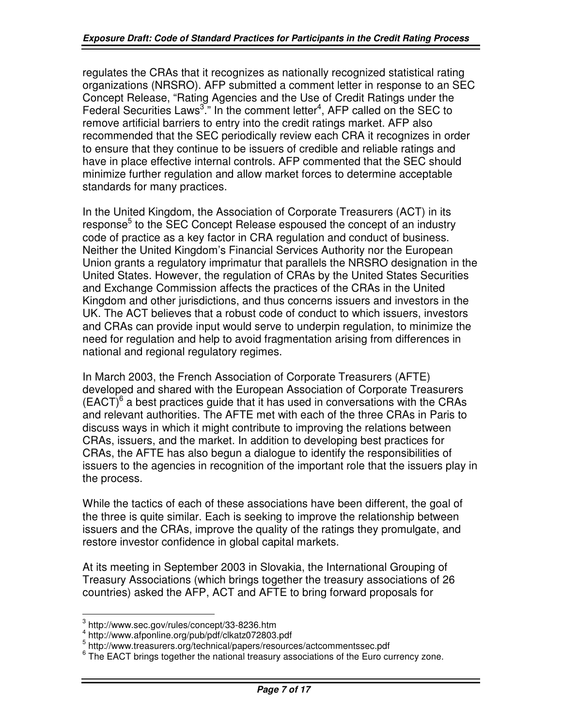regulates the CRAs that it recognizes as nationally recognized statistical rating organizations (NRSRO). AFP submitted a comment letter in response to an SEC Concept Release, "Rating Agencies and the Use of Credit Ratings under the Federal Securities Laws[3]." In the comment letter[4], AFP called on the SEC to remove artificial barriers to entry into the credit ratings market. AFP also recommended that the SEC periodically review each CRA it recognizes in order to ensure that they continue to be issuers of credible and reliable ratings and have in place effective internal controls. AFP commented that the SEC should minimize further regulation and allow market forces to determine acceptable standards for many practices.

In the United Kingdom, the Association of Corporate Treasurers (ACT) in its response[5] to the SEC Concept Release espoused the concept of an industry code of practice as a key factor in CRA regulation and conduct of business. Neither the United Kingdom's Financial Services Authority nor the European Union grants a regulatory imprimatur that parallels the NRSRO designation in the United States. However, the regulation of CRAs by the United States Securities and Exchange Commission affects the practices of the CRAs in the United Kingdom and other jurisdictions, and thus concerns issuers and investors in the UK. The ACT believes that a robust code of conduct to which issuers, investors and CRAs can provide input would serve to underpin regulation, to minimize the need for regulation and help to avoid fragmentation arising from differences in national and regional regulatory regimes.

In March 2003, the French Association of Corporate Treasurers (AFTE) developed and shared with the European Association of Corporate Treasurers (EACT)[6] a best practices guide that it has used in conversations with the CRAs and relevant authorities. The AFTE met with each of the three CRAs in Paris to discuss ways in which it might contribute to improving the relations between CRAs, issuers, and the market. In addition to developing best practices for CRAs, the AFTE has also begun a dialogue to identify the responsibilities of issuers to the agencies in recognition of the important role that the issuers play in the process.

While the tactics of each of these associations have been different, the goal of the three is quite similar. Each is seeking to improve the relationship between issuers and the CRAs, improve the quality of the ratings they promulgate, and restore investor confidence in global capital markets.

At its meeting in September 2003 in Slovakia, the International Grouping of Treasury Associations (which brings together the treasury associations of 26 countries) asked the AFP, ACT and AFTE to bring forward proposals for

---

[3] http://www.sec.gov/rules/concept/33-8236.htm

[4] http://www.afponline.org/pub/pdf/clkatz072803.pdf

[5] http://www.treasurers.org/technical/papers/resources/actcommentssec.pdf

[6] The EACT brings together the national treasury associations of the Euro currency zone.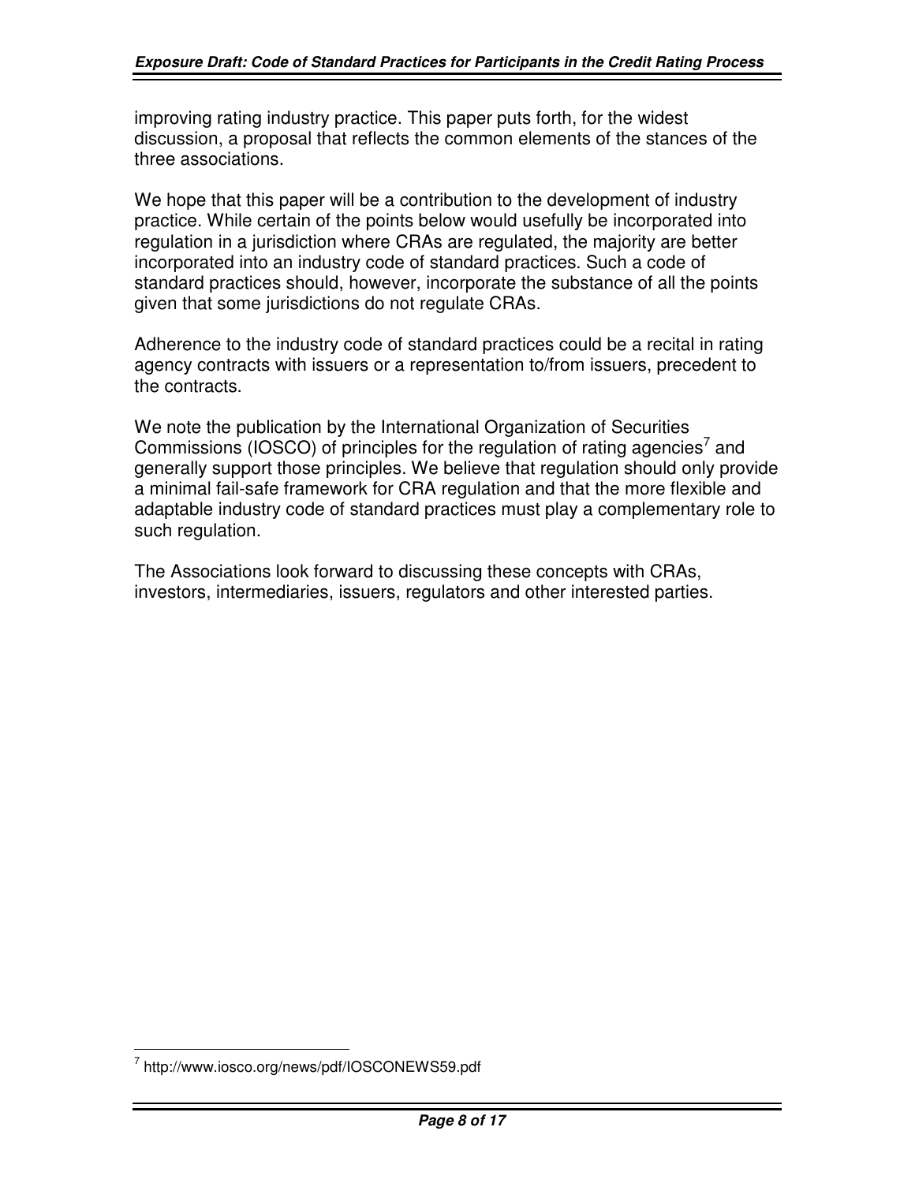improving rating industry practice. This paper puts forth, for the widest discussion, a proposal that reflects the common elements of the stances of the three associations.

We hope that this paper will be a contribution to the development of industry practice. While certain of the points below would usefully be incorporated into regulation in a jurisdiction where CRAs are regulated, the majority are better incorporated into an industry code of standard practices. Such a code of standard practices should, however, incorporate the substance of all the points given that some jurisdictions do not regulate CRAs.

Adherence to the industry code of standard practices could be a recital in rating agency contracts with issuers or a representation to/from issuers, precedent to the contracts.

We note the publication by the International Organization of Securities Commissions (IOSCO) of principles for the regulation of rating agencies[7] and generally support those principles. We believe that regulation should only provide a minimal fail-safe framework for CRA regulation and that the more flexible and adaptable industry code of standard practices must play a complementary role to such regulation.

The Associations look forward to discussing these concepts with CRAs, investors, intermediaries, issuers, regulators and other interested parties.

[7] http://www.iosco.org/news/pdf/IOSCONEWS59.pdf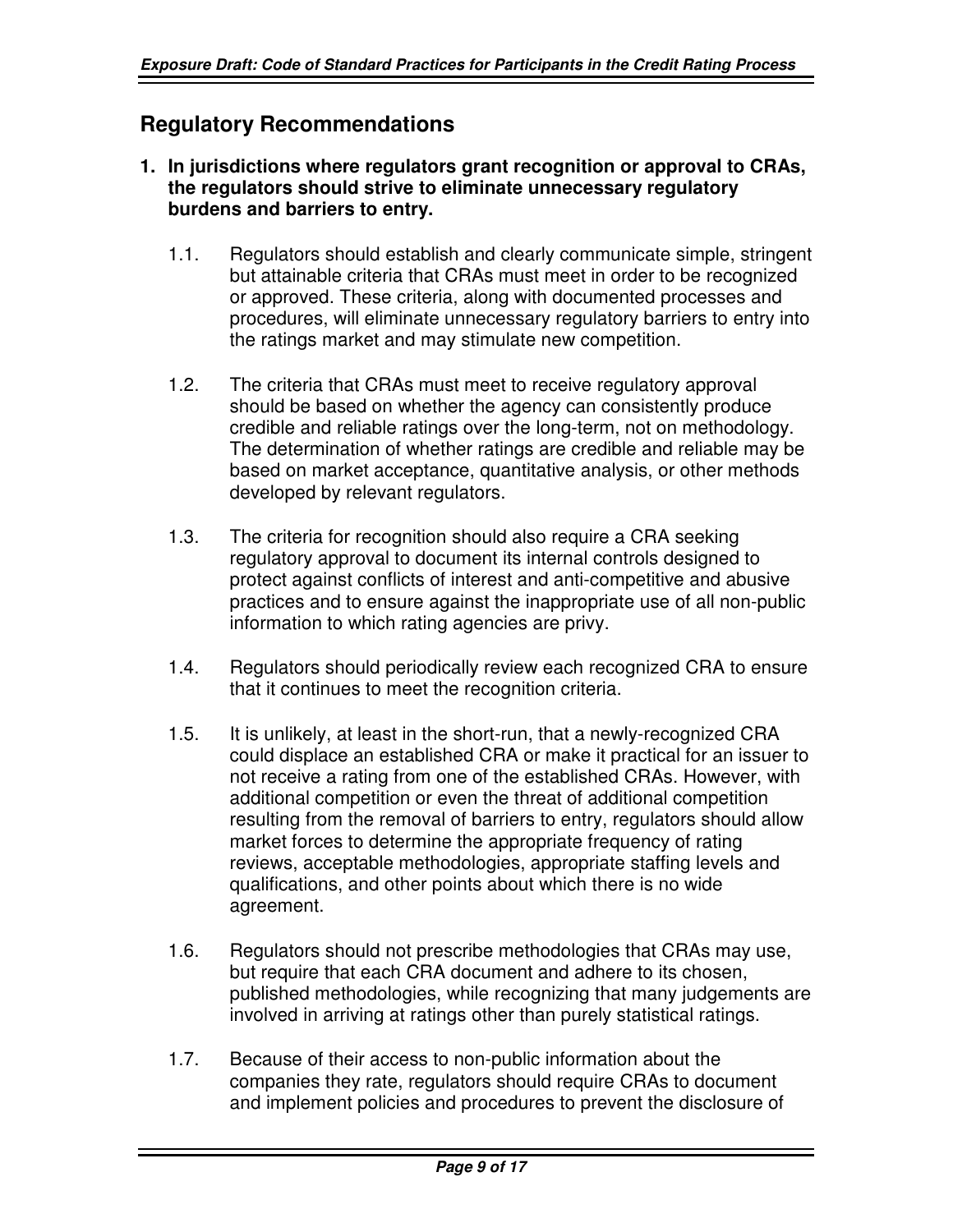## Regulatory Recommendations

**1. In jurisdictions where regulators grant recognition or approval to CRAs, the regulators should strive to eliminate unnecessary regulatory burdens and barriers to entry.**

1.1. Regulators should establish and clearly communicate simple, stringent but attainable criteria that CRAs must meet in order to be recognized or approved. These criteria, along with documented processes and procedures, will eliminate unnecessary regulatory barriers to entry into the ratings market and may stimulate new competition.

1.2. The criteria that CRAs must meet to receive regulatory approval should be based on whether the agency can consistently produce credible and reliable ratings over the long-term, not on methodology. The determination of whether ratings are credible and reliable may be based on market acceptance, quantitative analysis, or other methods developed by relevant regulators.

1.3. The criteria for recognition should also require a CRA seeking regulatory approval to document its internal controls designed to protect against conflicts of interest and anti-competitive and abusive practices and to ensure against the inappropriate use of all non-public information to which rating agencies are privy.

1.4. Regulators should periodically review each recognized CRA to ensure that it continues to meet the recognition criteria.

1.5. It is unlikely, at least in the short-run, that a newly-recognized CRA could displace an established CRA or make it practical for an issuer to not receive a rating from one of the established CRAs. However, with additional competition or even the threat of additional competition resulting from the removal of barriers to entry, regulators should allow market forces to determine the appropriate frequency of rating reviews, acceptable methodologies, appropriate staffing levels and qualifications, and other points about which there is no wide agreement.

1.6. Regulators should not prescribe methodologies that CRAs may use, but require that each CRA document and adhere to its chosen, published methodologies, while recognizing that many judgements are involved in arriving at ratings other than purely statistical ratings.

1.7. Because of their access to non-public information about the companies they rate, regulators should require CRAs to document and implement policies and procedures to prevent the disclosure of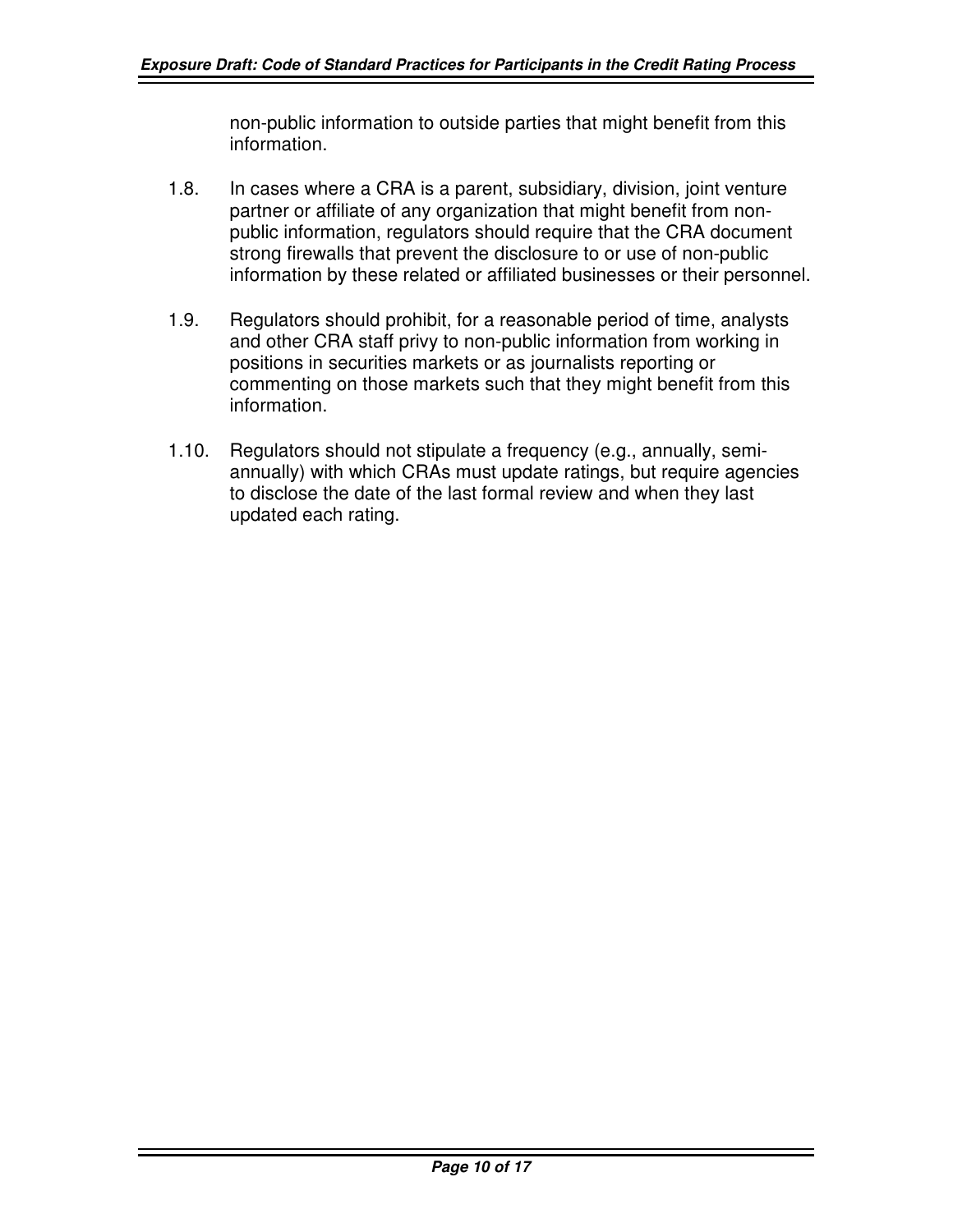non-public information to outside parties that might benefit from this information.

1.8. In cases where a CRA is a parent, subsidiary, division, joint venture partner or affiliate of any organization that might benefit from non-public information, regulators should require that the CRA document strong firewalls that prevent the disclosure to or use of non-public information by these related or affiliated businesses or their personnel.

1.9. Regulators should prohibit, for a reasonable period of time, analysts and other CRA staff privy to non-public information from working in positions in securities markets or as journalists reporting or commenting on those markets such that they might benefit from this information.

1.10. Regulators should not stipulate a frequency (e.g., annually, semi-annually) with which CRAs must update ratings, but require agencies to disclose the date of the last formal review and when they last updated each rating.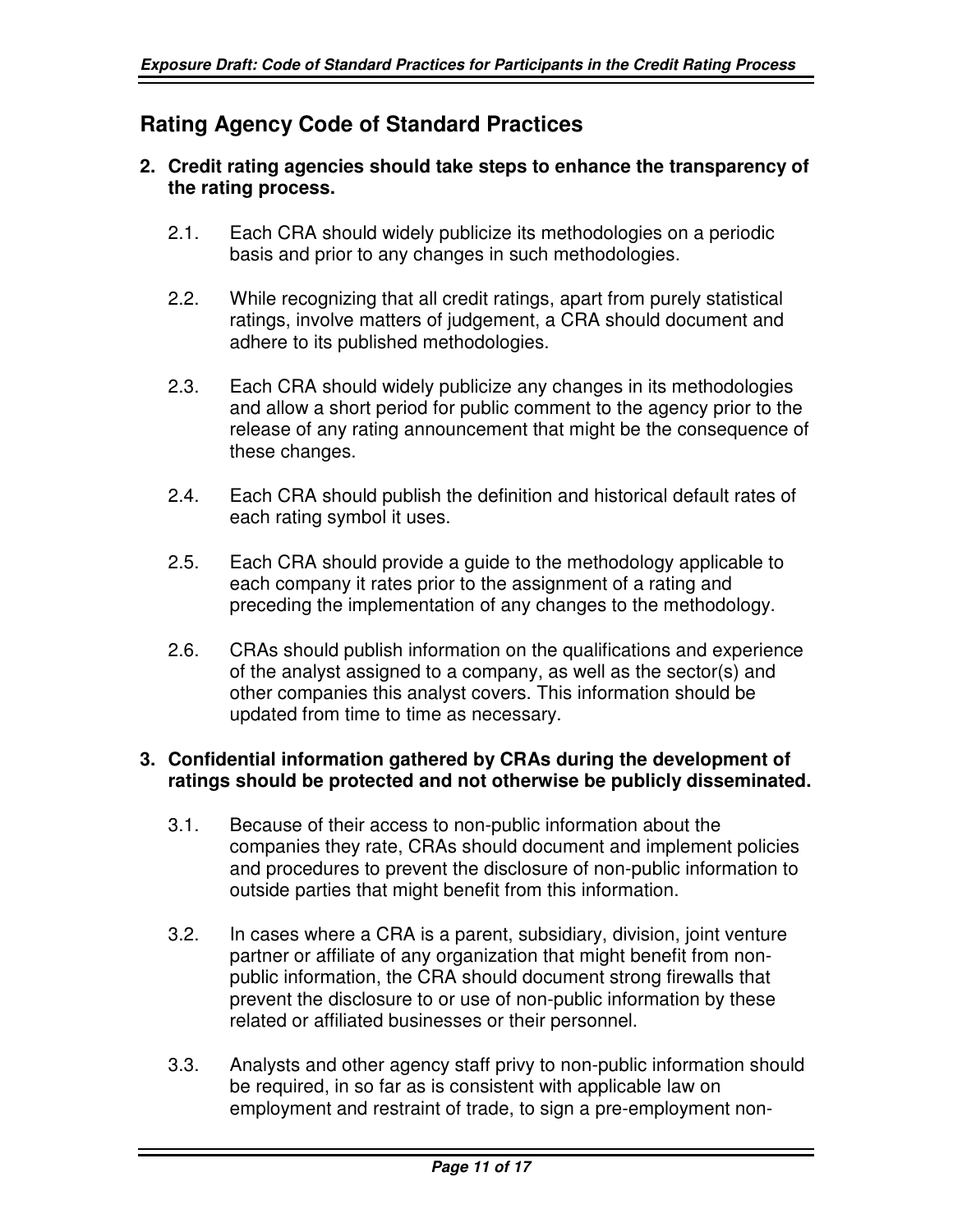## Rating Agency Code of Standard Practices

**2. Credit rating agencies should take steps to enhance the transparency of the rating process.**

2.1. Each CRA should widely publicize its methodologies on a periodic basis and prior to any changes in such methodologies.

2.2. While recognizing that all credit ratings, apart from purely statistical ratings, involve matters of judgement, a CRA should document and adhere to its published methodologies.

2.3. Each CRA should widely publicize any changes in its methodologies and allow a short period for public comment to the agency prior to the release of any rating announcement that might be the consequence of these changes.

2.4. Each CRA should publish the definition and historical default rates of each rating symbol it uses.

2.5. Each CRA should provide a guide to the methodology applicable to each company it rates prior to the assignment of a rating and preceding the implementation of any changes to the methodology.

2.6. CRAs should publish information on the qualifications and experience of the analyst assigned to a company, as well as the sector(s) and other companies this analyst covers. This information should be updated from time to time as necessary.

**3. Confidential information gathered by CRAs during the development of ratings should be protected and not otherwise be publicly disseminated.**

3.1. Because of their access to non-public information about the companies they rate, CRAs should document and implement policies and procedures to prevent the disclosure of non-public information to outside parties that might benefit from this information.

3.2. In cases where a CRA is a parent, subsidiary, division, joint venture partner or affiliate of any organization that might benefit from non-public information, the CRA should document strong firewalls that prevent the disclosure to or use of non-public information by these related or affiliated businesses or their personnel.

3.3. Analysts and other agency staff privy to non-public information should be required, in so far as is consistent with applicable law on employment and restraint of trade, to sign a pre-employment non-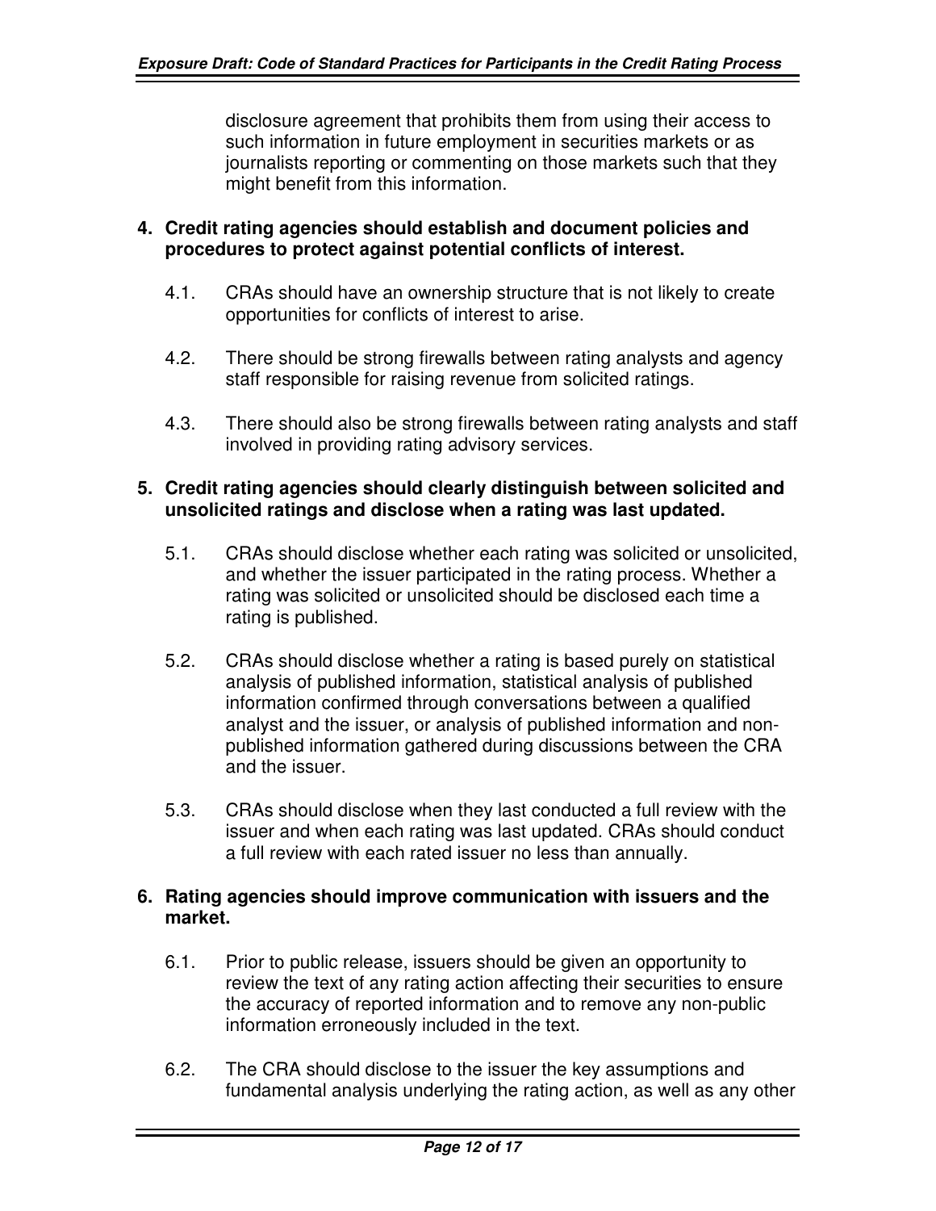disclosure agreement that prohibits them from using their access to such information in future employment in securities markets or as journalists reporting or commenting on those markets such that they might benefit from this information.

**4. Credit rating agencies should establish and document policies and procedures to protect against potential conflicts of interest.**

4.1. CRAs should have an ownership structure that is not likely to create opportunities for conflicts of interest to arise.

4.2. There should be strong firewalls between rating analysts and agency staff responsible for raising revenue from solicited ratings.

4.3. There should also be strong firewalls between rating analysts and staff involved in providing rating advisory services.

**5. Credit rating agencies should clearly distinguish between solicited and unsolicited ratings and disclose when a rating was last updated.**

5.1. CRAs should disclose whether each rating was solicited or unsolicited, and whether the issuer participated in the rating process. Whether a rating was solicited or unsolicited should be disclosed each time a rating is published.

5.2. CRAs should disclose whether a rating is based purely on statistical analysis of published information, statistical analysis of published information confirmed through conversations between a qualified analyst and the issuer, or analysis of published information and non-published information gathered during discussions between the CRA and the issuer.

5.3. CRAs should disclose when they last conducted a full review with the issuer and when each rating was last updated. CRAs should conduct a full review with each rated issuer no less than annually.

**6. Rating agencies should improve communication with issuers and the market.**

6.1. Prior to public release, issuers should be given an opportunity to review the text of any rating action affecting their securities to ensure the accuracy of reported information and to remove any non-public information erroneously included in the text.

6.2. The CRA should disclose to the issuer the key assumptions and fundamental analysis underlying the rating action, as well as any other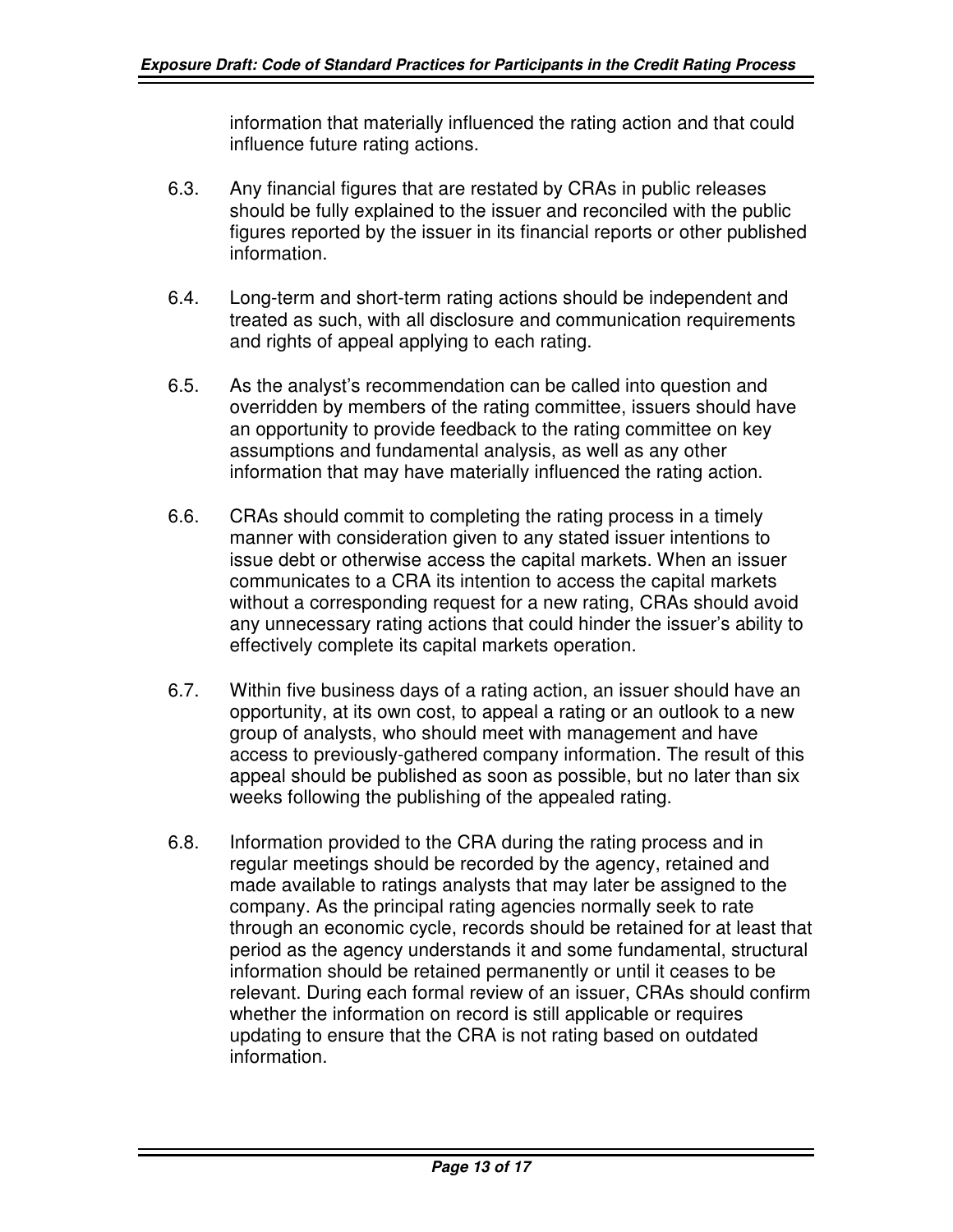information that materially influenced the rating action and that could influence future rating actions.

6.3. Any financial figures that are restated by CRAs in public releases should be fully explained to the issuer and reconciled with the public figures reported by the issuer in its financial reports or other published information.

6.4. Long-term and short-term rating actions should be independent and treated as such, with all disclosure and communication requirements and rights of appeal applying to each rating.

6.5. As the analyst's recommendation can be called into question and overridden by members of the rating committee, issuers should have an opportunity to provide feedback to the rating committee on key assumptions and fundamental analysis, as well as any other information that may have materially influenced the rating action.

6.6. CRAs should commit to completing the rating process in a timely manner with consideration given to any stated issuer intentions to issue debt or otherwise access the capital markets. When an issuer communicates to a CRA its intention to access the capital markets without a corresponding request for a new rating, CRAs should avoid any unnecessary rating actions that could hinder the issuer's ability to effectively complete its capital markets operation.

6.7. Within five business days of a rating action, an issuer should have an opportunity, at its own cost, to appeal a rating or an outlook to a new group of analysts, who should meet with management and have access to previously-gathered company information. The result of this appeal should be published as soon as possible, but no later than six weeks following the publishing of the appealed rating.

6.8. Information provided to the CRA during the rating process and in regular meetings should be recorded by the agency, retained and made available to ratings analysts that may later be assigned to the company. As the principal rating agencies normally seek to rate through an economic cycle, records should be retained for at least that period as the agency understands it and some fundamental, structural information should be retained permanently or until it ceases to be relevant. During each formal review of an issuer, CRAs should confirm whether the information on record is still applicable or requires updating to ensure that the CRA is not rating based on outdated information.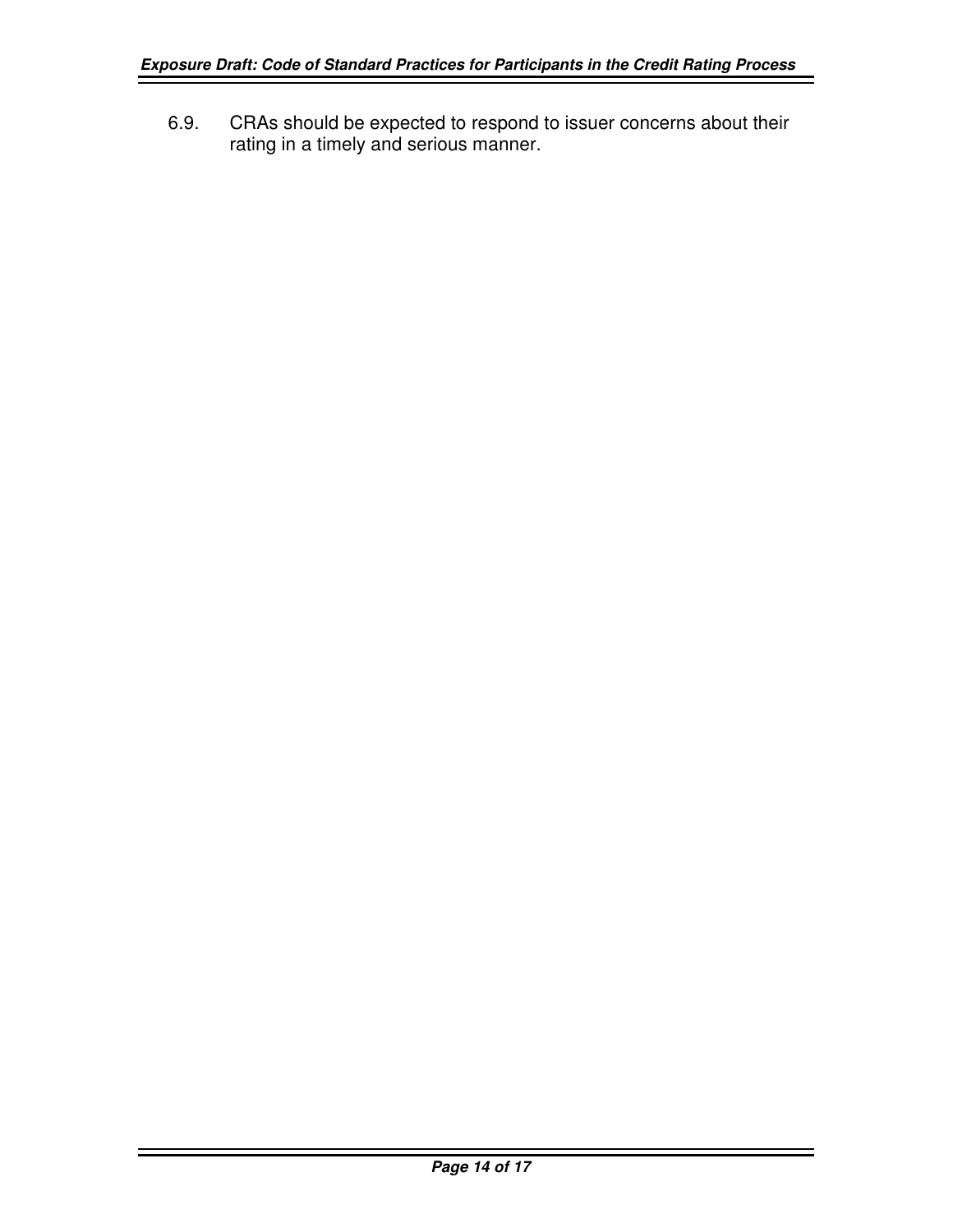6.9. CRAs should be expected to respond to issuer concerns about their rating in a timely and serious manner.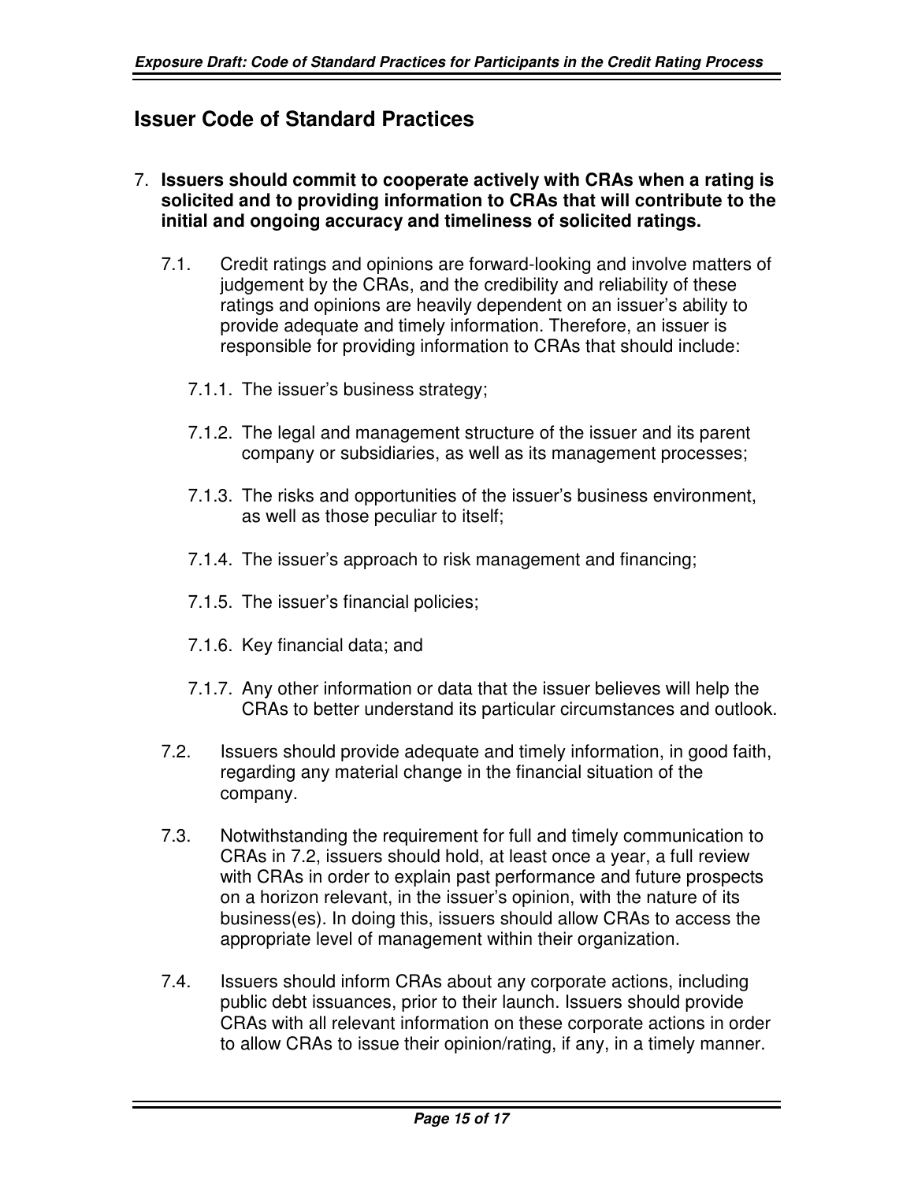## Issuer Code of Standard Practices

7. **Issuers should commit to cooperate actively with CRAs when a rating is solicited and to providing information to CRAs that will contribute to the initial and ongoing accuracy and timeliness of solicited ratings.**

   7.1. Credit ratings and opinions are forward-looking and involve matters of judgement by the CRAs, and the credibility and reliability of these ratings and opinions are heavily dependent on an issuer's ability to provide adequate and timely information. Therefore, an issuer is responsible for providing information to CRAs that should include:

      7.1.1. The issuer's business strategy;

      7.1.2. The legal and management structure of the issuer and its parent company or subsidiaries, as well as its management processes;

      7.1.3. The risks and opportunities of the issuer's business environment, as well as those peculiar to itself;

      7.1.4. The issuer's approach to risk management and financing;

      7.1.5. The issuer's financial policies;

      7.1.6. Key financial data; and

      7.1.7. Any other information or data that the issuer believes will help the CRAs to better understand its particular circumstances and outlook.

   7.2. Issuers should provide adequate and timely information, in good faith, regarding any material change in the financial situation of the company.

   7.3. Notwithstanding the requirement for full and timely communication to CRAs in 7.2, issuers should hold, at least once a year, a full review with CRAs in order to explain past performance and future prospects on a horizon relevant, in the issuer's opinion, with the nature of its business(es). In doing this, issuers should allow CRAs to access the appropriate level of management within their organization.

   7.4. Issuers should inform CRAs about any corporate actions, including public debt issuances, prior to their launch. Issuers should provide CRAs with all relevant information on these corporate actions in order to allow CRAs to issue their opinion/rating, if any, in a timely manner.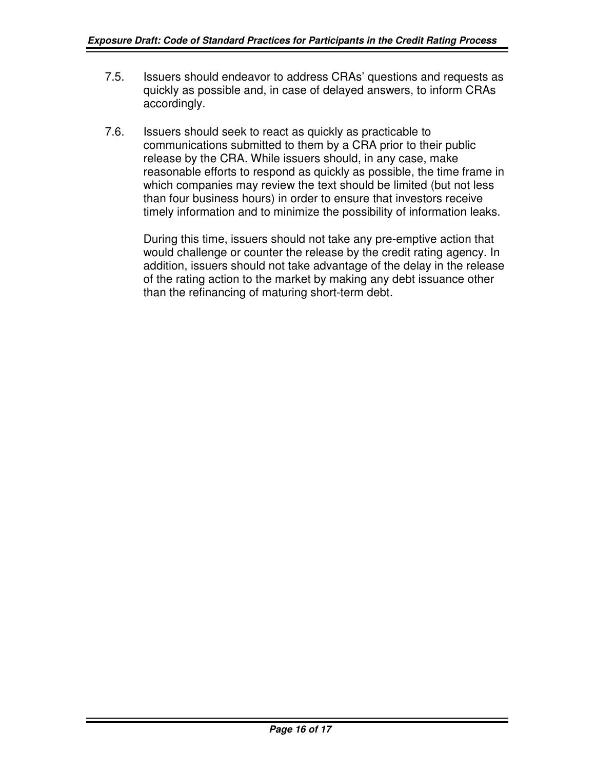7.5. Issuers should endeavor to address CRAs' questions and requests as quickly as possible and, in case of delayed answers, to inform CRAs accordingly.

7.6. Issuers should seek to react as quickly as practicable to communications submitted to them by a CRA prior to their public release by the CRA. While issuers should, in any case, make reasonable efforts to respond as quickly as possible, the time frame in which companies may review the text should be limited (but not less than four business hours) in order to ensure that investors receive timely information and to minimize the possibility of information leaks.

During this time, issuers should not take any pre-emptive action that would challenge or counter the release by the credit rating agency. In addition, issuers should not take advantage of the delay in the release of the rating action to the market by making any debt issuance other than the refinancing of maturing short-term debt.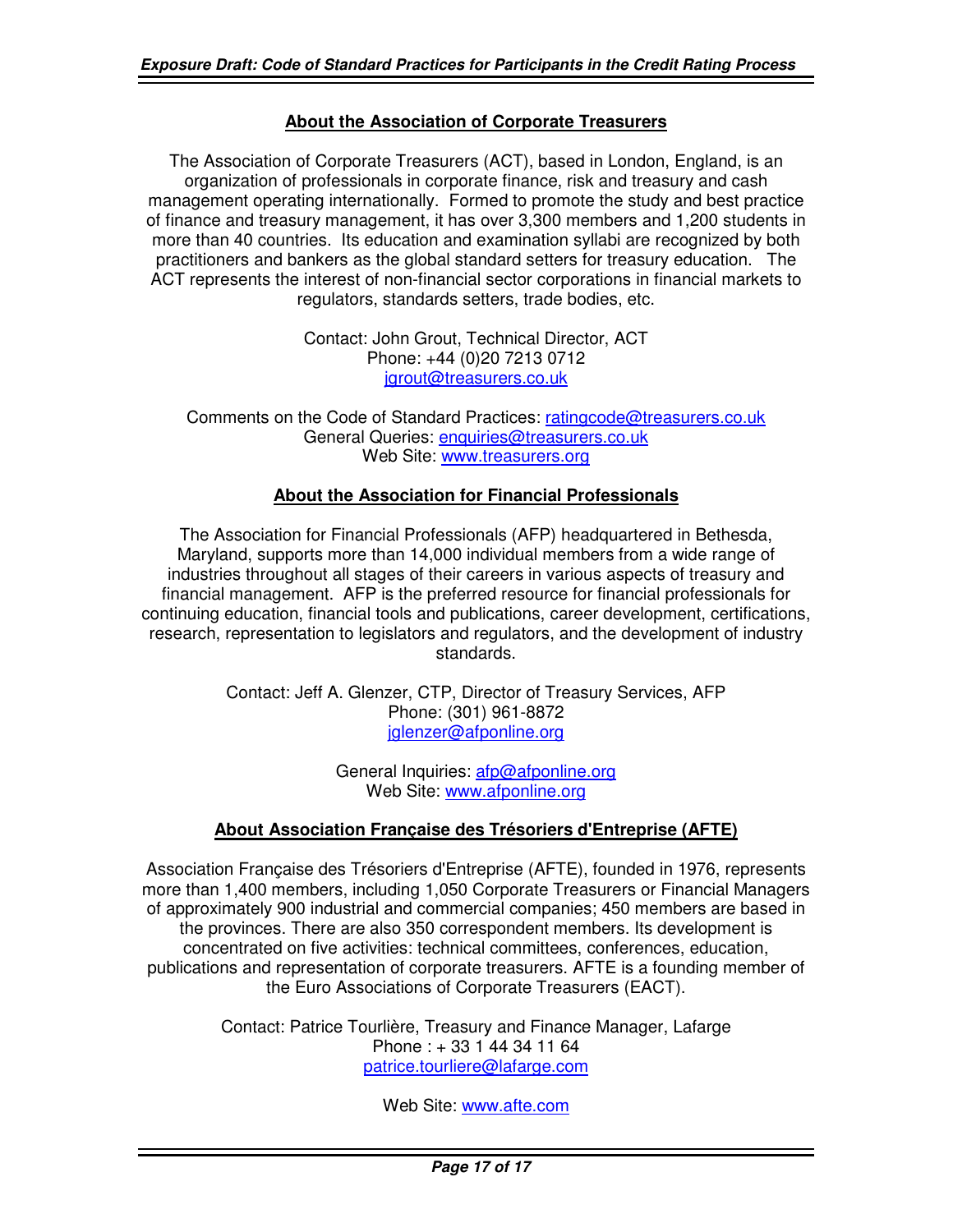## About the Association of Corporate Treasurers

The Association of Corporate Treasurers (ACT), based in London, England, is an organization of professionals in corporate finance, risk and treasury and cash management operating internationally. Formed to promote the study and best practice of finance and treasury management, it has over 3,300 members and 1,200 students in more than 40 countries. Its education and examination syllabi are recognized by both practitioners and bankers as the global standard setters for treasury education. The ACT represents the interest of non-financial sector corporations in financial markets to regulators, standards setters, trade bodies, etc.

Contact: John Grout, Technical Director, ACT
Phone: +44 (0)20 7213 0712
jgrout@treasurers.co.uk

Comments on the Code of Standard Practices: ratingcode@treasurers.co.uk
General Queries: enquiries@treasurers.co.uk
Web Site: www.treasurers.org

## About the Association for Financial Professionals

The Association for Financial Professionals (AFP) headquartered in Bethesda, Maryland, supports more than 14,000 individual members from a wide range of industries throughout all stages of their careers in various aspects of treasury and financial management. AFP is the preferred resource for financial professionals for continuing education, financial tools and publications, career development, certifications, research, representation to legislators and regulators, and the development of industry standards.

Contact: Jeff A. Glenzer, CTP, Director of Treasury Services, AFP
Phone: (301) 961-8872
jglenzer@afponline.org

General Inquiries: afp@afponline.org
Web Site: www.afponline.org

## About Association Française des Trésoriers d'Entreprise (AFTE)

Association Française des Trésoriers d'Entreprise (AFTE), founded in 1976, represents more than 1,400 members, including 1,050 Corporate Treasurers or Financial Managers of approximately 900 industrial and commercial companies; 450 members are based in the provinces. There are also 350 correspondent members. Its development is concentrated on five activities: technical committees, conferences, education, publications and representation of corporate treasurers. AFTE is a founding member of the Euro Associations of Corporate Treasurers (EACT).

Contact: Patrice Tourlière, Treasury and Finance Manager, Lafarge
Phone : + 33 1 44 34 11 64
patrice.tourliere@lafarge.com

Web Site: www.afte.com